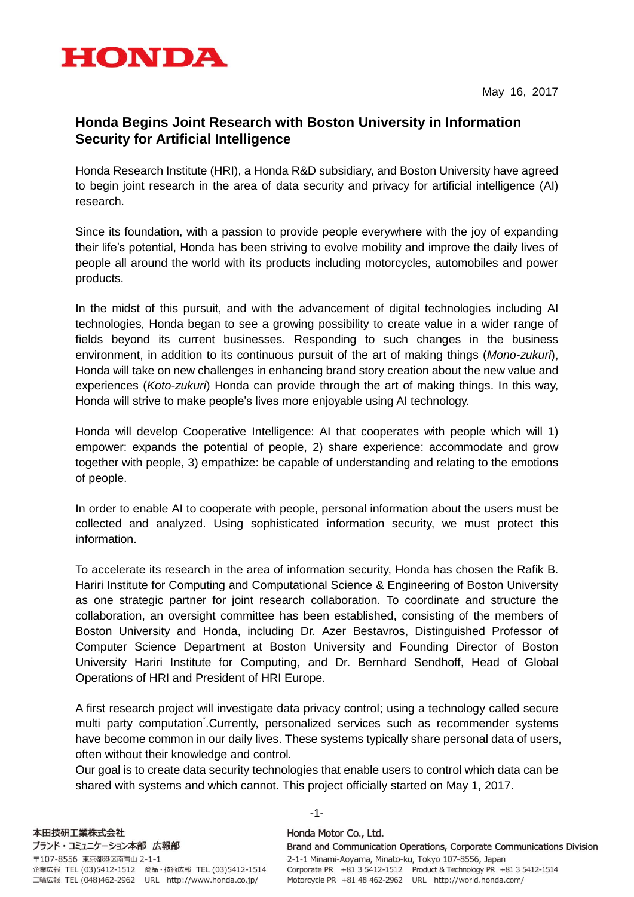HONDA

May 16, 2017

## Honda Begins Joint Research with Boston University in Information Security for Artificial Intelligence

Honda Research Institute (HRI), a Honda R&D subsidiary, and Boston University have agreed to begin joint research in the area of data security and privacy for artificial intelligence (AI) research.

Since its foundation, with a passion to provide people everywhere with the joy of expanding their life's potential, Honda has been striving to evolve mobility and improve the daily lives of people all around the world with its products including motorcycles, automobiles and power products.

In the midst of this pursuit, and with the advancement of digital technologies including AI technologies, Honda began to see a growing possibility to create value in a wider range of fields beyond its current businesses. Responding to such changes in the business environment, in addition to its continuous pursuit of the art of making things (*Mono-zukuri*), Honda will take on new challenges in enhancing brand story creation about the new value and experiences (*Koto-zukuri*) Honda can provide through the art of making things. In this way, Honda will strive to make people's lives more enjoyable using AI technology.

Honda will develop Cooperative Intelligence: AI that cooperates with people which will 1) empower: expands the potential of people, 2) share experience: accommodate and grow together with people, 3) empathize: be capable of understanding and relating to the emotions of people.

In order to enable AI to cooperate with people, personal information about the users must be collected and analyzed. Using sophisticated information security, we must protect this information.

To accelerate its research in the area of information security, Honda has chosen the Rafik B. Hariri Institute for Computing and Computational Science & Engineering of Boston University as one strategic partner for joint research collaboration. To coordinate and structure the collaboration, an oversight committee has been established, consisting of the members of Boston University and Honda, including Dr. Azer Bestavros, Distinguished Professor of Computer Science Department at Boston University and Founding Director of Boston University Hariri Institute for Computing, and Dr. Bernhard Sendhoff, Head of Global Operations of HRI and President of HRI Europe.

A first research project will investigate data privacy control; using a technology called secure multi party computation[*].Currently, personalized services such as recommender systems have become common in our daily lives. These systems typically share personal data of users, often without their knowledge and control.
Our goal is to create data security technologies that enable users to control which data can be shared with systems and which cannot. This project officially started on May 1, 2017.

本田技研工業株式会社
ブランド・コミュニケーション本部 広報部
〒107-8556 東京都港区南青山 2-1-1
企業広報 TEL (03)5412-1512 商品・技術広報 TEL (03)5412-1514
二輪広報 TEL (048)462-2962 URL http://www.honda.co.jp/

Honda Motor Co., Ltd.
Brand and Communication Operations, Corporate Communications Division
2-1-1 Minami-Aoyama, Minato-ku, Tokyo 107-8556, Japan
Corporate PR +81 3 5412-1512 Product & Technology PR +81 3 5412-1514
Motorcycle PR +81 48 462-2962 URL http://world.honda.com/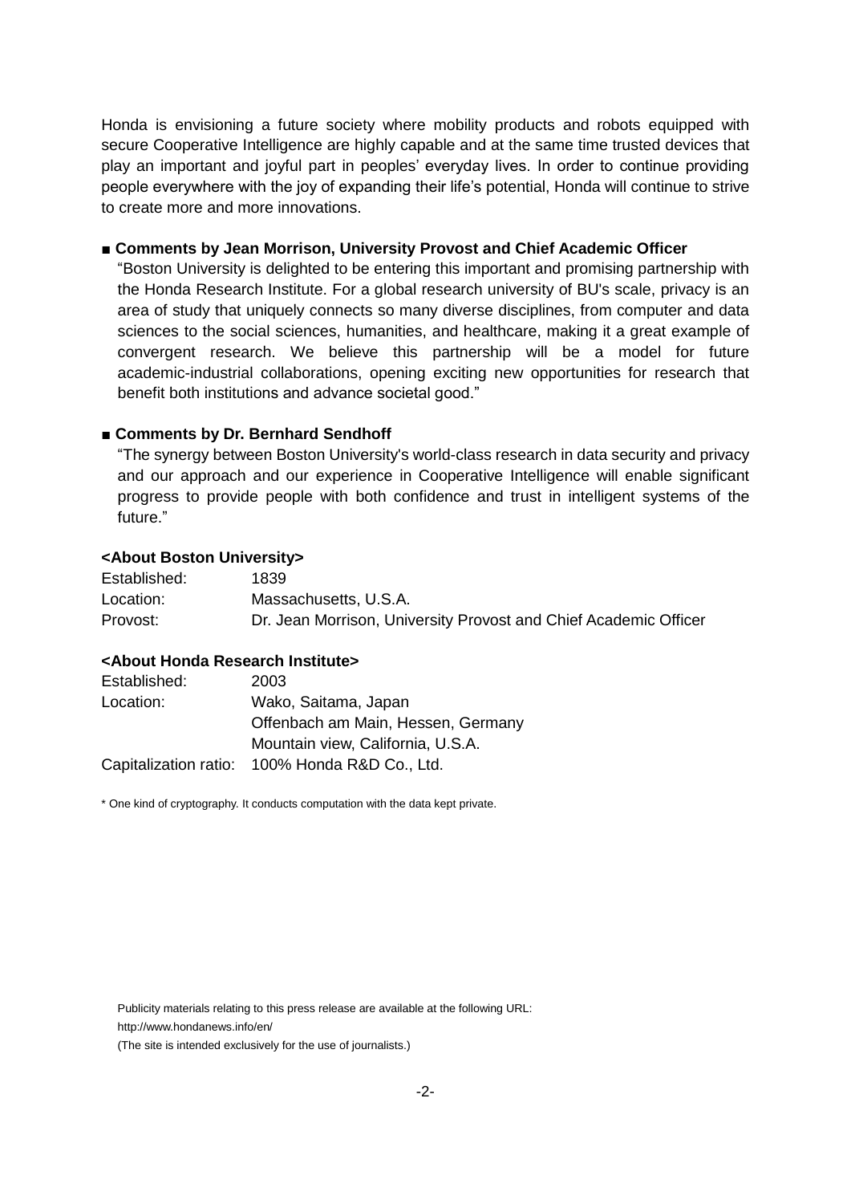Honda is envisioning a future society where mobility products and robots equipped with secure Cooperative Intelligence are highly capable and at the same time trusted devices that play an important and joyful part in peoples' everyday lives. In order to continue providing people everywhere with the joy of expanding their life's potential, Honda will continue to strive to create more and more innovations.

■ **Comments by Jean Morrison, University Provost and Chief Academic Officer**

"Boston University is delighted to be entering this important and promising partnership with the Honda Research Institute. For a global research university of BU's scale, privacy is an area of study that uniquely connects so many diverse disciplines, from computer and data sciences to the social sciences, humanities, and healthcare, making it a great example of convergent research. We believe this partnership will be a model for future academic-industrial collaborations, opening exciting new opportunities for research that benefit both institutions and advance societal good."

■ **Comments by Dr. Bernhard Sendhoff**

"The synergy between Boston University's world-class research in data security and privacy and our approach and our experience in Cooperative Intelligence will enable significant progress to provide people with both confidence and trust in intelligent systems of the future."

**<About Boston University>**

| | |
|---|---|
| Established: | 1839 |
| Location: | Massachusetts, U.S.A. |
| Provost: | Dr. Jean Morrison, University Provost and Chief Academic Officer |

**<About Honda Research Institute>**

| | |
|---|---|
| Established: | 2003 |
| Location: | Wako, Saitama, Japan |
| | Offenbach am Main, Hessen, Germany |
| | Mountain view, California, U.S.A. |
| Capitalization ratio: | 100% Honda R&D Co., Ltd. |

\* One kind of cryptography. It conducts computation with the data kept private.

Publicity materials relating to this press release are available at the following URL:
http://www.hondanews.info/en/
(The site is intended exclusively for the use of journalists.)